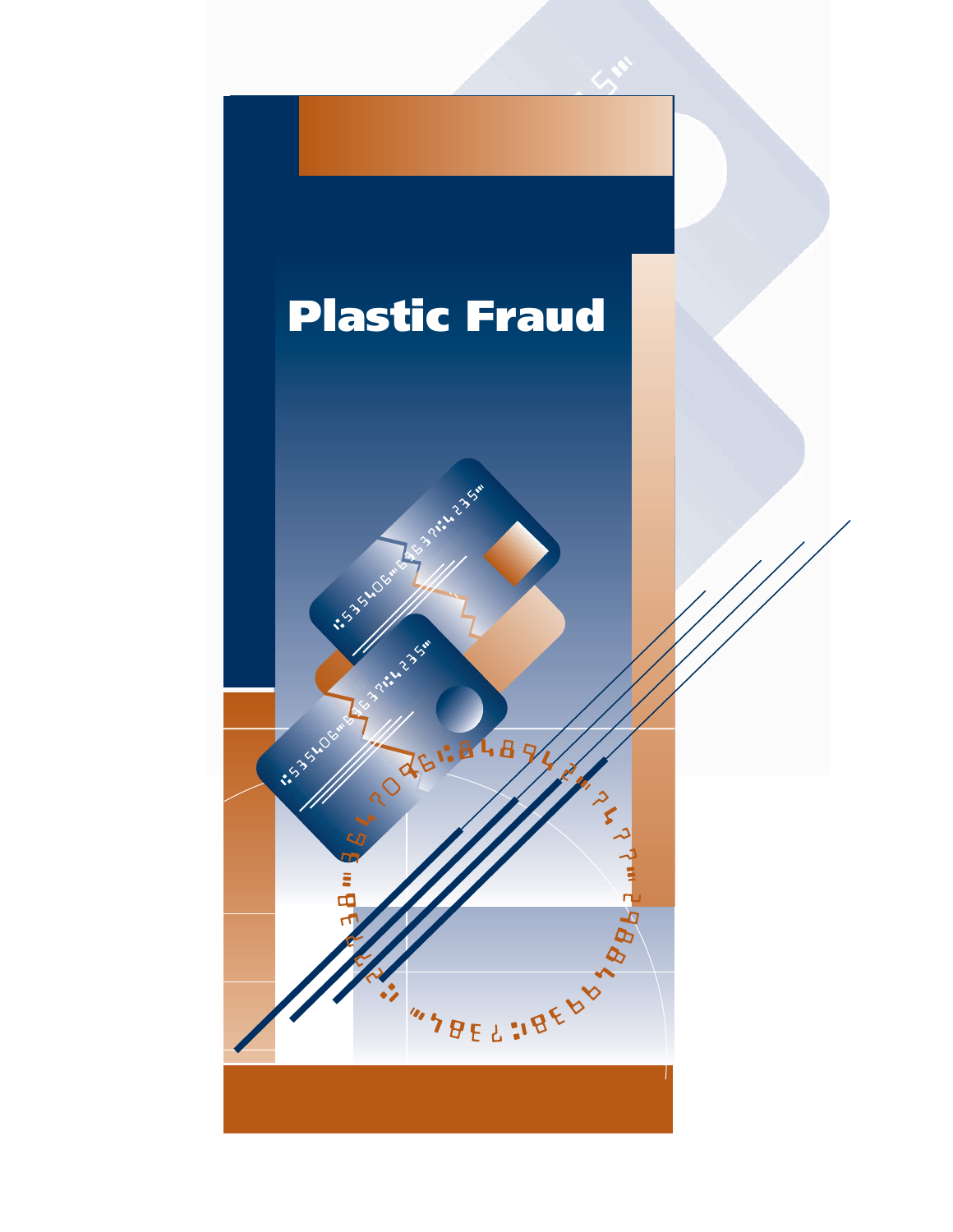# Plastic Fraud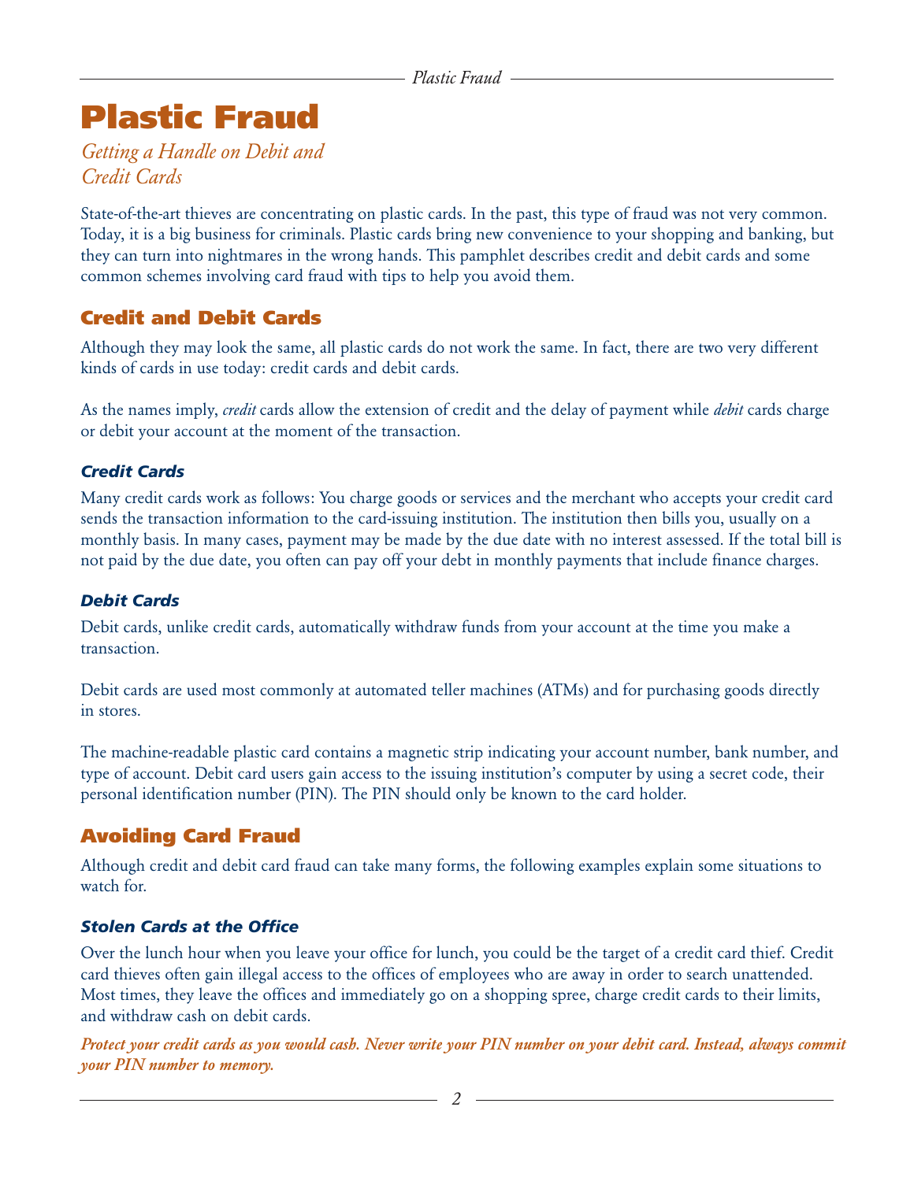# Plastic Fraud

*Getting a Handle on Debit and Credit Cards*

State-of-the-art thieves are concentrating on plastic cards. In the past, this type of fraud was not very common. Today, it is a big business for criminals. Plastic cards bring new convenience to your shopping and banking, but they can turn into nightmares in the wrong hands. This pamphlet describes credit and debit cards and some common schemes involving card fraud with tips to help you avoid them.

## Credit and Debit Cards

Although they may look the same, all plastic cards do not work the same. In fact, there are two very different kinds of cards in use today: credit cards and debit cards.

As the names imply, *credit* cards allow the extension of credit and the delay of payment while *debit* cards charge or debit your account at the moment of the transaction.

### *Credit Cards*

Many credit cards work as follows: You charge goods or services and the merchant who accepts your credit card sends the transaction information to the card-issuing institution. The institution then bills you, usually on a monthly basis. In many cases, payment may be made by the due date with no interest assessed. If the total bill is not paid by the due date, you often can pay off your debt in monthly payments that include finance charges.

### *Debit Cards*

Debit cards, unlike credit cards, automatically withdraw funds from your account at the time you make a transaction.

Debit cards are used most commonly at automated teller machines (ATMs) and for purchasing goods directly in stores.

The machine-readable plastic card contains a magnetic strip indicating your account number, bank number, and type of account. Debit card users gain access to the issuing institution's computer by using a secret code, their personal identification number (PIN). The PIN should only be known to the card holder.

## Avoiding Card Fraud

Although credit and debit card fraud can take many forms, the following examples explain some situations to watch for.

### *Stolen Cards at the Office*

Over the lunch hour when you leave your office for lunch, you could be the target of a credit card thief. Credit card thieves often gain illegal access to the offices of employees who are away in order to search unattended. Most times, they leave the offices and immediately go on a shopping spree, charge credit cards to their limits, and withdraw cash on debit cards.

***Protect your credit cards as you would cash. Never write your PIN number on your debit card. Instead, always commit your PIN number to memory.***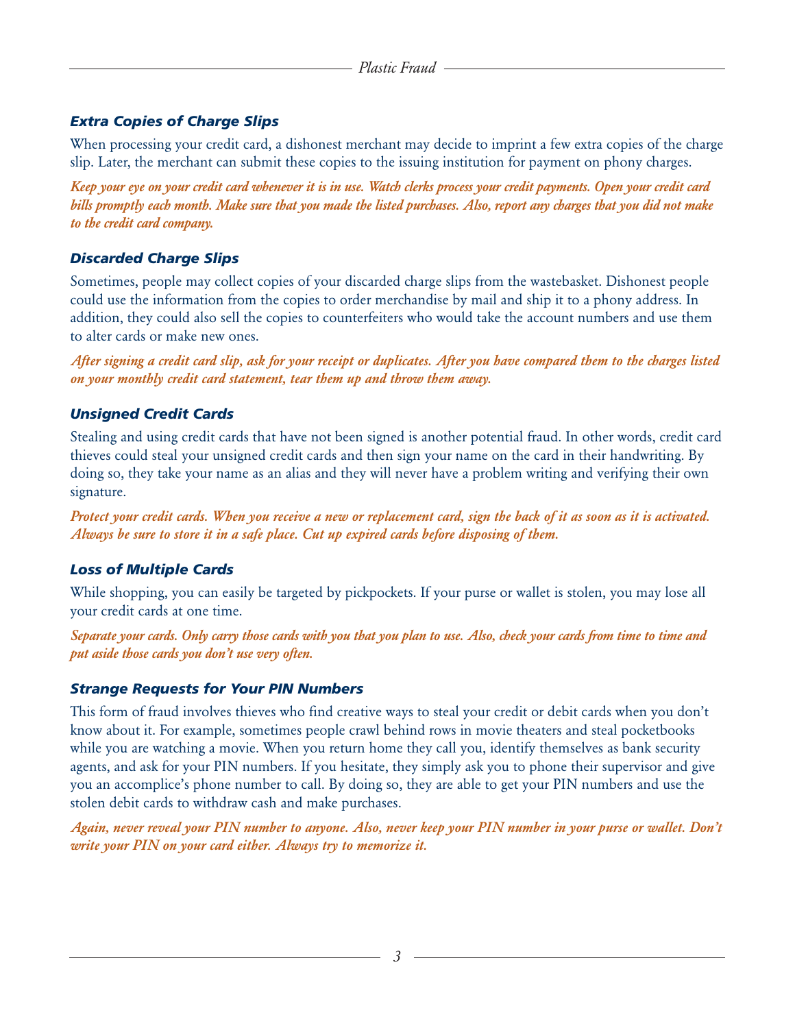### *Extra Copies of Charge Slips*

When processing your credit card, a dishonest merchant may decide to imprint a few extra copies of the charge slip. Later, the merchant can submit these copies to the issuing institution for payment on phony charges.

***Keep your eye on your credit card whenever it is in use. Watch clerks process your credit payments. Open your credit card bills promptly each month. Make sure that you made the listed purchases. Also, report any charges that you did not make to the credit card company.***

### *Discarded Charge Slips*

Sometimes, people may collect copies of your discarded charge slips from the wastebasket. Dishonest people could use the information from the copies to order merchandise by mail and ship it to a phony address. In addition, they could also sell the copies to counterfeiters who would take the account numbers and use them to alter cards or make new ones.

***After signing a credit card slip, ask for your receipt or duplicates. After you have compared them to the charges listed on your monthly credit card statement, tear them up and throw them away.***

### *Unsigned Credit Cards*

Stealing and using credit cards that have not been signed is another potential fraud. In other words, credit card thieves could steal your unsigned credit cards and then sign your name on the card in their handwriting. By doing so, they take your name as an alias and they will never have a problem writing and verifying their own signature.

***Protect your credit cards. When you receive a new or replacement card, sign the back of it as soon as it is activated. Always be sure to store it in a safe place. Cut up expired cards before disposing of them.***

### *Loss of Multiple Cards*

While shopping, you can easily be targeted by pickpockets. If your purse or wallet is stolen, you may lose all your credit cards at one time.

***Separate your cards. Only carry those cards with you that you plan to use. Also, check your cards from time to time and put aside those cards you don't use very often.***

### *Strange Requests for Your PIN Numbers*

This form of fraud involves thieves who find creative ways to steal your credit or debit cards when you don't know about it. For example, sometimes people crawl behind rows in movie theaters and steal pocketbooks while you are watching a movie. When you return home they call you, identify themselves as bank security agents, and ask for your PIN numbers. If you hesitate, they simply ask you to phone their supervisor and give you an accomplice's phone number to call. By doing so, they are able to get your PIN numbers and use the stolen debit cards to withdraw cash and make purchases.

***Again, never reveal your PIN number to anyone. Also, never keep your PIN number in your purse or wallet. Don't write your PIN on your card either. Always try to memorize it.***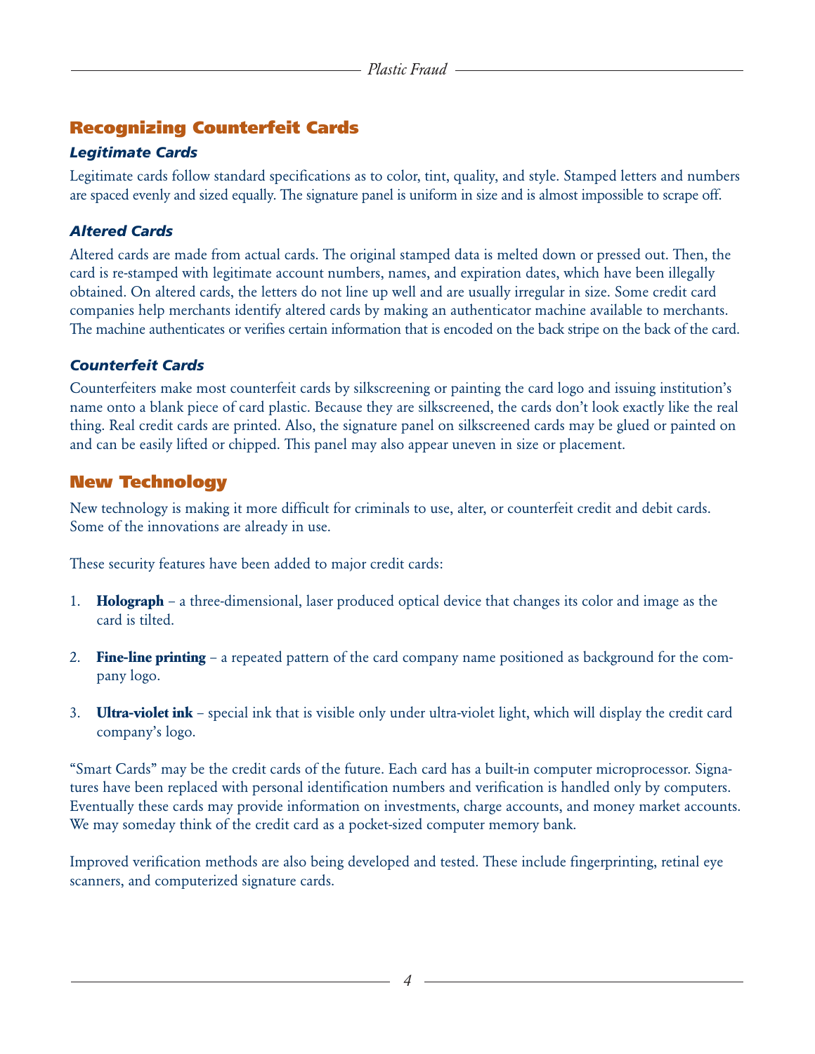## Recognizing Counterfeit Cards

### *Legitimate Cards*

Legitimate cards follow standard specifications as to color, tint, quality, and style. Stamped letters and numbers are spaced evenly and sized equally. The signature panel is uniform in size and is almost impossible to scrape off.

### *Altered Cards*

Altered cards are made from actual cards. The original stamped data is melted down or pressed out. Then, the card is re-stamped with legitimate account numbers, names, and expiration dates, which have been illegally obtained. On altered cards, the letters do not line up well and are usually irregular in size. Some credit card companies help merchants identify altered cards by making an authenticator machine available to merchants. The machine authenticates or verifies certain information that is encoded on the back stripe on the back of the card.

### *Counterfeit Cards*

Counterfeiters make most counterfeit cards by silkscreening or painting the card logo and issuing institution's name onto a blank piece of card plastic. Because they are silkscreened, the cards don't look exactly like the real thing. Real credit cards are printed. Also, the signature panel on silkscreened cards may be glued or painted on and can be easily lifted or chipped. This panel may also appear uneven in size or placement.

## New Technology

New technology is making it more difficult for criminals to use, alter, or counterfeit credit and debit cards. Some of the innovations are already in use.

These security features have been added to major credit cards:

1. **Holograph** – a three-dimensional, laser produced optical device that changes its color and image as the card is tilted.

2. **Fine-line printing** – a repeated pattern of the card company name positioned as background for the company logo.

3. **Ultra-violet ink** – special ink that is visible only under ultra-violet light, which will display the credit card company's logo.

"Smart Cards" may be the credit cards of the future. Each card has a built-in computer microprocessor. Signatures have been replaced with personal identification numbers and verification is handled only by computers. Eventually these cards may provide information on investments, charge accounts, and money market accounts. We may someday think of the credit card as a pocket-sized computer memory bank.

Improved verification methods are also being developed and tested. These include fingerprinting, retinal eye scanners, and computerized signature cards.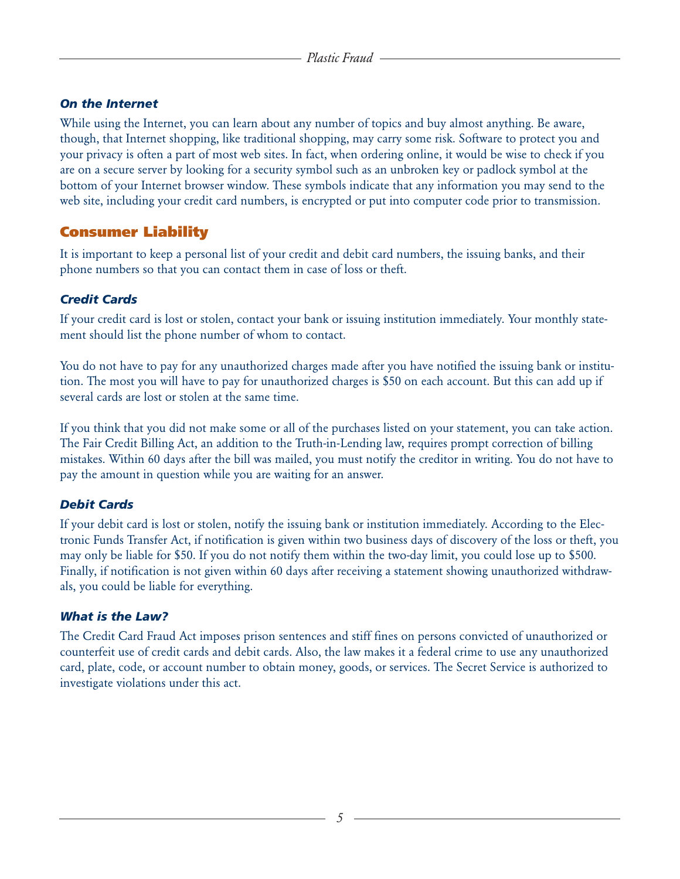### *On the Internet*

While using the Internet, you can learn about any number of topics and buy almost anything. Be aware, though, that Internet shopping, like traditional shopping, may carry some risk. Software to protect you and your privacy is often a part of most web sites. In fact, when ordering online, it would be wise to check if you are on a secure server by looking for a security symbol such as an unbroken key or padlock symbol at the bottom of your Internet browser window. These symbols indicate that any information you may send to the web site, including your credit card numbers, is encrypted or put into computer code prior to transmission.

## Consumer Liability

It is important to keep a personal list of your credit and debit card numbers, the issuing banks, and their phone numbers so that you can contact them in case of loss or theft.

### *Credit Cards*

If your credit card is lost or stolen, contact your bank or issuing institution immediately. Your monthly statement should list the phone number of whom to contact.

You do not have to pay for any unauthorized charges made after you have notified the issuing bank or institution. The most you will have to pay for unauthorized charges is $50 on each account. But this can add up if several cards are lost or stolen at the same time.

If you think that you did not make some or all of the purchases listed on your statement, you can take action. The Fair Credit Billing Act, an addition to the Truth-in-Lending law, requires prompt correction of billing mistakes. Within 60 days after the bill was mailed, you must notify the creditor in writing. You do not have to pay the amount in question while you are waiting for an answer.

### *Debit Cards*

If your debit card is lost or stolen, notify the issuing bank or institution immediately. According to the Electronic Funds Transfer Act, if notification is given within two business days of discovery of the loss or theft, you may only be liable for $50. If you do not notify them within the two-day limit, you could lose up to $500. Finally, if notification is not given within 60 days after receiving a statement showing unauthorized withdrawals, you could be liable for everything.

### *What is the Law?*

The Credit Card Fraud Act imposes prison sentences and stiff fines on persons convicted of unauthorized or counterfeit use of credit cards and debit cards. Also, the law makes it a federal crime to use any unauthorized card, plate, code, or account number to obtain money, goods, or services. The Secret Service is authorized to investigate violations under this act.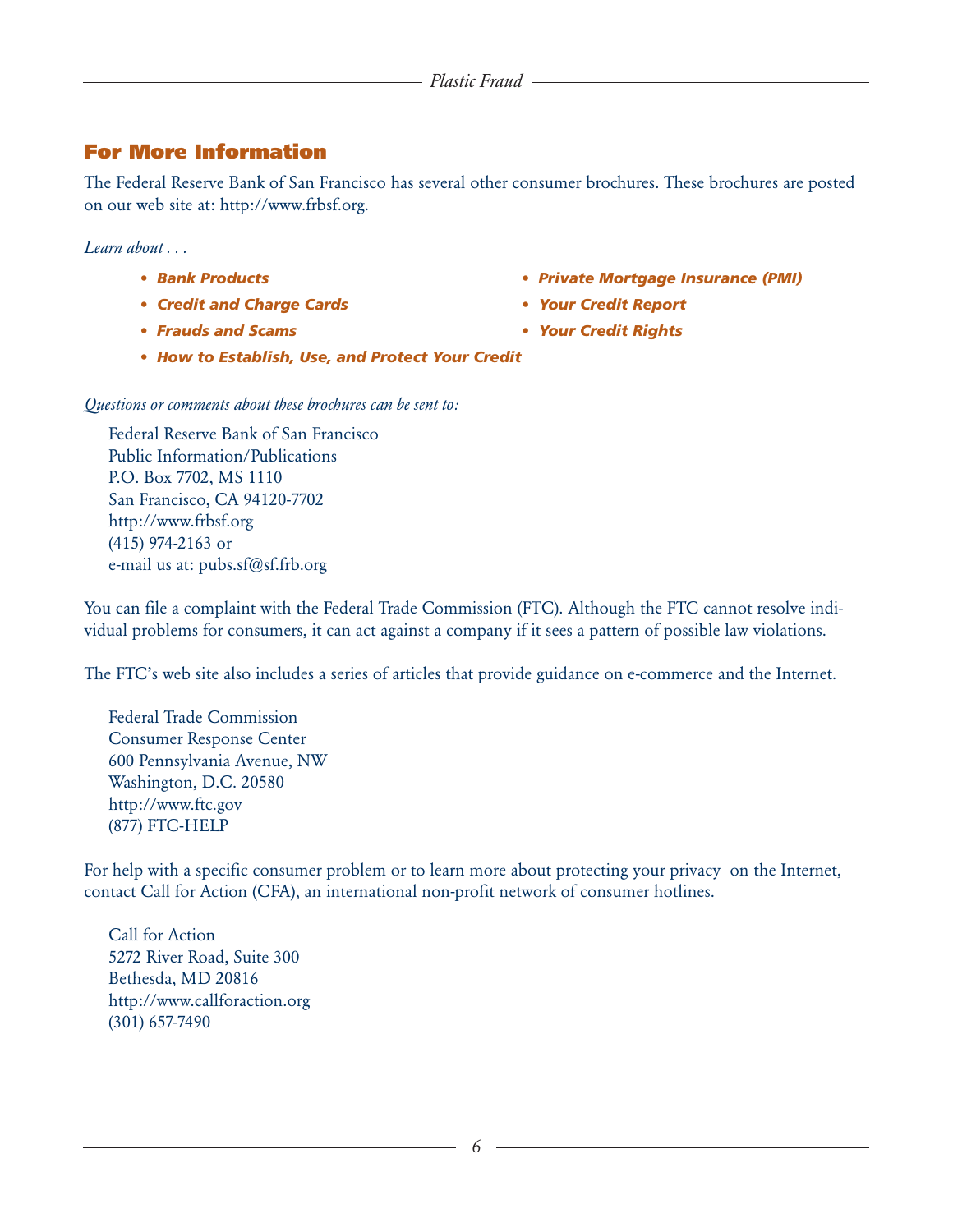## For More Information

The Federal Reserve Bank of San Francisco has several other consumer brochures. These brochures are posted on our web site at: http://www.frbsf.org.

*Learn about . . .*

- ***Bank Products***
- ***Credit and Charge Cards***
- ***Frauds and Scams***
- ***How to Establish, Use, and Protect Your Credit***
- ***Private Mortgage Insurance (PMI)***
- ***Your Credit Report***
- ***Your Credit Rights***

*Questions or comments about these brochures can be sent to:*

Federal Reserve Bank of San Francisco
Public Information/Publications
P.O. Box 7702, MS 1110
San Francisco, CA 94120-7702
http://www.frbsf.org
(415) 974-2163 or
e-mail us at: pubs.sf@sf.frb.org

You can file a complaint with the Federal Trade Commission (FTC). Although the FTC cannot resolve individual problems for consumers, it can act against a company if it sees a pattern of possible law violations.

The FTC's web site also includes a series of articles that provide guidance on e-commerce and the Internet.

Federal Trade Commission
Consumer Response Center
600 Pennsylvania Avenue, NW
Washington, D.C. 20580
http://www.ftc.gov
(877) FTC-HELP

For help with a specific consumer problem or to learn more about protecting your privacy on the Internet, contact Call for Action (CFA), an international non-profit network of consumer hotlines.

Call for Action
5272 River Road, Suite 300
Bethesda, MD 20816
http://www.callforaction.org
(301) 657-7490